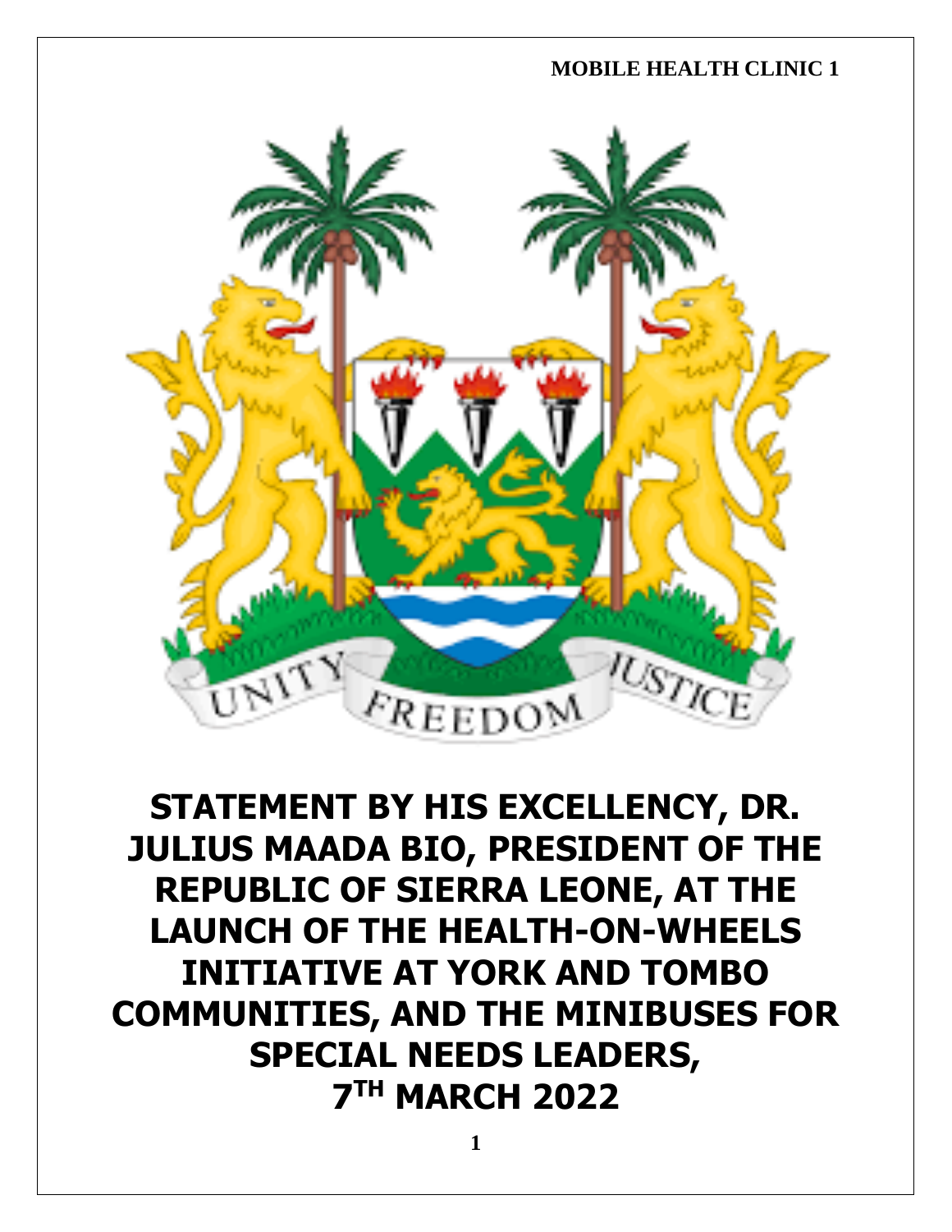MOBILE HEALTH CLINIC 1

# STATEMENT BY HIS EXCELLENCY, DR. JULIUS MAADA BIO, PRESIDENT OF THE REPUBLIC OF SIERRA LEONE, AT THE LAUNCH OF THE HEALTH-ON-WHEELS INITIATIVE AT YORK AND TOMBO COMMUNITIES, AND THE MINIBUSES FOR SPECIAL NEEDS LEADERS, 7TH MARCH 2022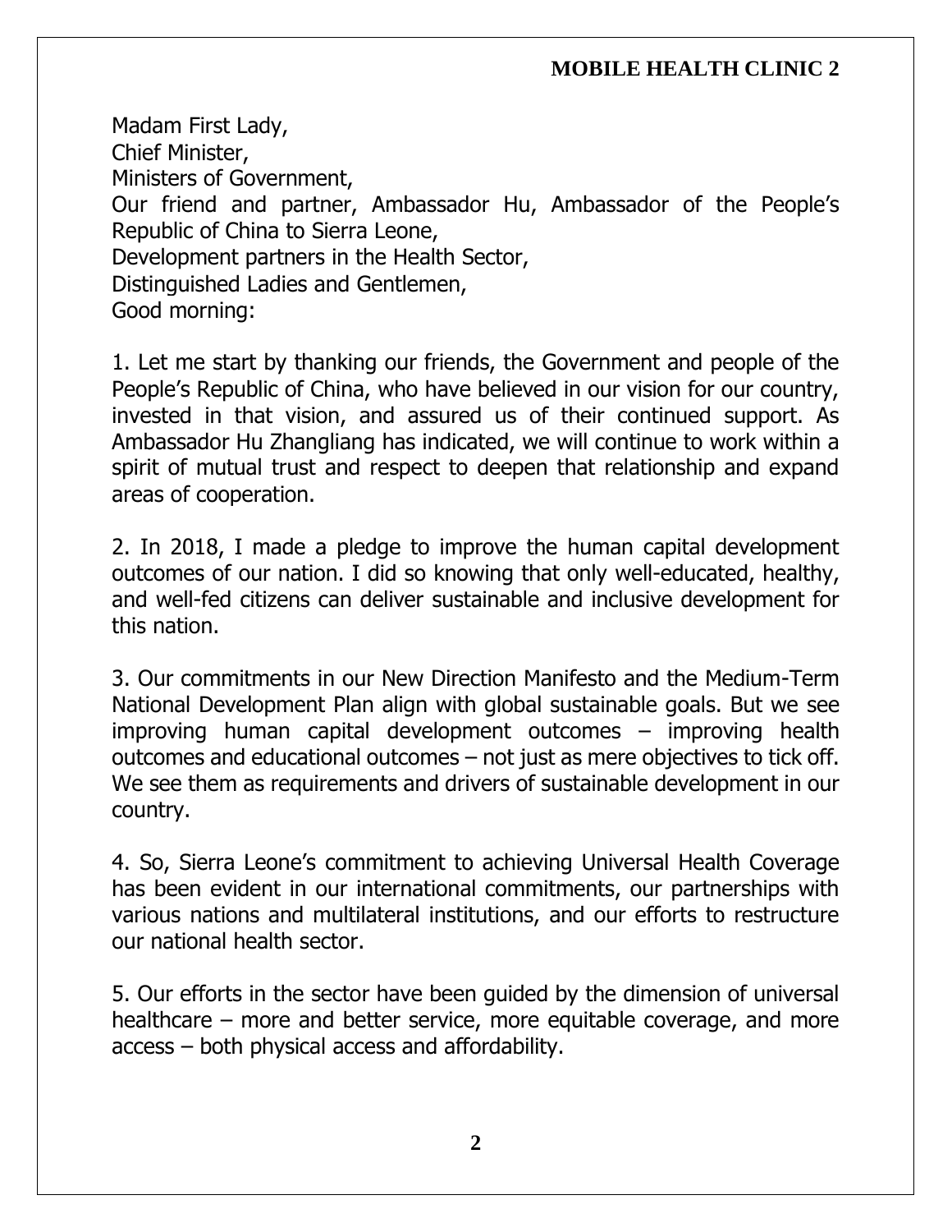Madam First Lady,
Chief Minister,
Ministers of Government,
Our friend and partner, Ambassador Hu, Ambassador of the People's Republic of China to Sierra Leone,
Development partners in the Health Sector,
Distinguished Ladies and Gentlemen,
Good morning:

1. Let me start by thanking our friends, the Government and people of the People's Republic of China, who have believed in our vision for our country, invested in that vision, and assured us of their continued support. As Ambassador Hu Zhangliang has indicated, we will continue to work within a spirit of mutual trust and respect to deepen that relationship and expand areas of cooperation.

2. In 2018, I made a pledge to improve the human capital development outcomes of our nation. I did so knowing that only well-educated, healthy, and well-fed citizens can deliver sustainable and inclusive development for this nation.

3. Our commitments in our New Direction Manifesto and the Medium-Term National Development Plan align with global sustainable goals. But we see improving human capital development outcomes – improving health outcomes and educational outcomes – not just as mere objectives to tick off. We see them as requirements and drivers of sustainable development in our country.

4. So, Sierra Leone's commitment to achieving Universal Health Coverage has been evident in our international commitments, our partnerships with various nations and multilateral institutions, and our efforts to restructure our national health sector.

5. Our efforts in the sector have been guided by the dimension of universal healthcare – more and better service, more equitable coverage, and more access – both physical access and affordability.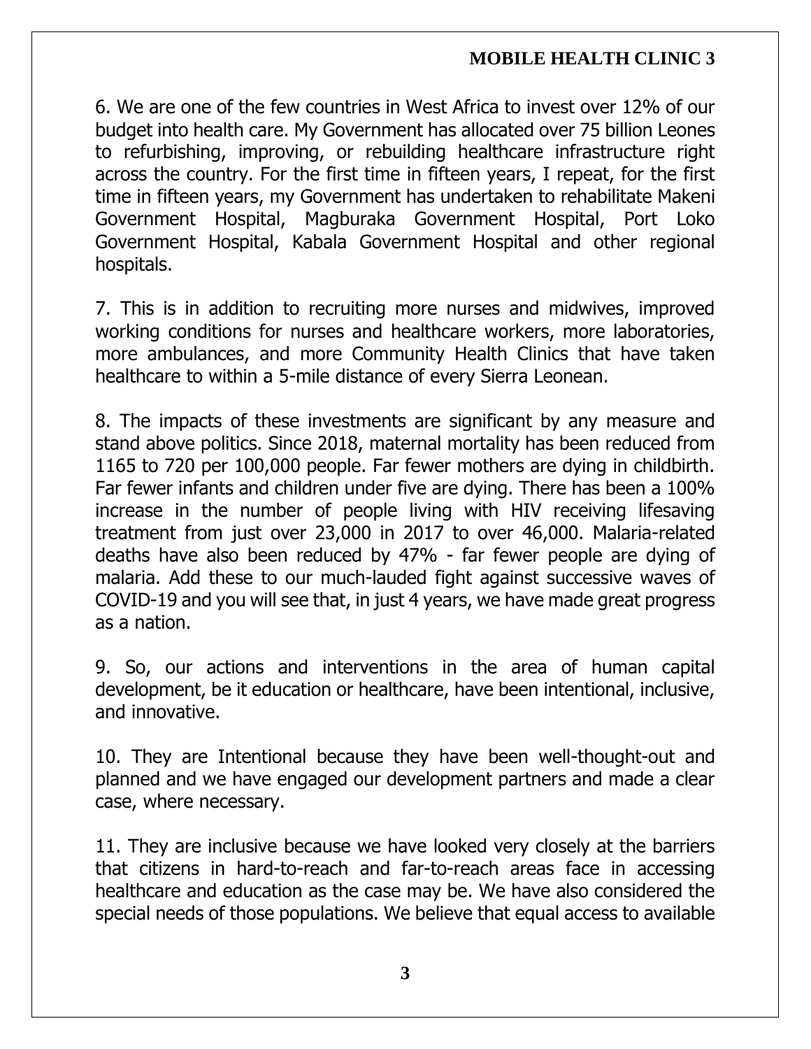6. We are one of the few countries in West Africa to invest over 12% of our budget into health care. My Government has allocated over 75 billion Leones to refurbishing, improving, or rebuilding healthcare infrastructure right across the country. For the first time in fifteen years, I repeat, for the first time in fifteen years, my Government has undertaken to rehabilitate Makeni Government Hospital, Magburaka Government Hospital, Port Loko Government Hospital, Kabala Government Hospital and other regional hospitals.

7. This is in addition to recruiting more nurses and midwives, improved working conditions for nurses and healthcare workers, more laboratories, more ambulances, and more Community Health Clinics that have taken healthcare to within a 5-mile distance of every Sierra Leonean.

8. The impacts of these investments are significant by any measure and stand above politics. Since 2018, maternal mortality has been reduced from 1165 to 720 per 100,000 people. Far fewer mothers are dying in childbirth. Far fewer infants and children under five are dying. There has been a 100% increase in the number of people living with HIV receiving lifesaving treatment from just over 23,000 in 2017 to over 46,000. Malaria-related deaths have also been reduced by 47% - far fewer people are dying of malaria. Add these to our much-lauded fight against successive waves of COVID-19 and you will see that, in just 4 years, we have made great progress as a nation.

9. So, our actions and interventions in the area of human capital development, be it education or healthcare, have been intentional, inclusive, and innovative.

10. They are Intentional because they have been well-thought-out and planned and we have engaged our development partners and made a clear case, where necessary.

11. They are inclusive because we have looked very closely at the barriers that citizens in hard-to-reach and far-to-reach areas face in accessing healthcare and education as the case may be. We have also considered the special needs of those populations. We believe that equal access to available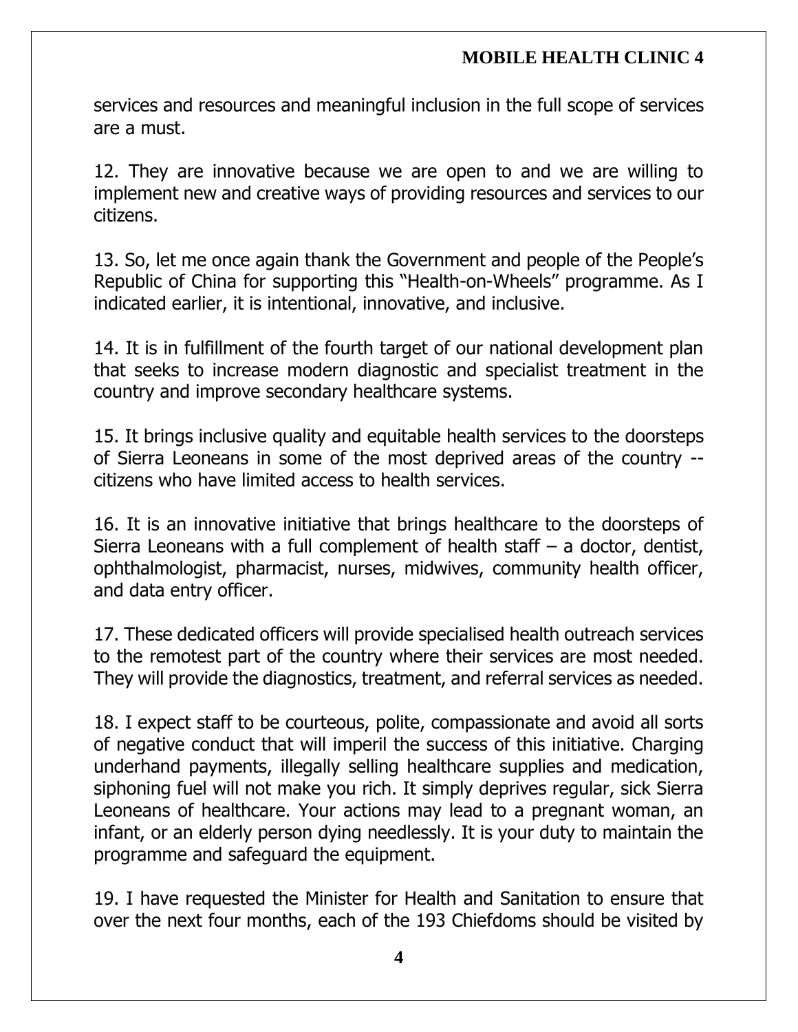services and resources and meaningful inclusion in the full scope of services are a must.

12. They are innovative because we are open to and we are willing to implement new and creative ways of providing resources and services to our citizens.

13. So, let me once again thank the Government and people of the People's Republic of China for supporting this "Health-on-Wheels" programme. As I indicated earlier, it is intentional, innovative, and inclusive.

14. It is in fulfillment of the fourth target of our national development plan that seeks to increase modern diagnostic and specialist treatment in the country and improve secondary healthcare systems.

15. It brings inclusive quality and equitable health services to the doorsteps of Sierra Leoneans in some of the most deprived areas of the country -- citizens who have limited access to health services.

16. It is an innovative initiative that brings healthcare to the doorsteps of Sierra Leoneans with a full complement of health staff – a doctor, dentist, ophthalmologist, pharmacist, nurses, midwives, community health officer, and data entry officer.

17. These dedicated officers will provide specialised health outreach services to the remotest part of the country where their services are most needed. They will provide the diagnostics, treatment, and referral services as needed.

18. I expect staff to be courteous, polite, compassionate and avoid all sorts of negative conduct that will imperil the success of this initiative. Charging underhand payments, illegally selling healthcare supplies and medication, siphoning fuel will not make you rich. It simply deprives regular, sick Sierra Leoneans of healthcare. Your actions may lead to a pregnant woman, an infant, or an elderly person dying needlessly. It is your duty to maintain the programme and safeguard the equipment.

19. I have requested the Minister for Health and Sanitation to ensure that over the next four months, each of the 193 Chiefdoms should be visited by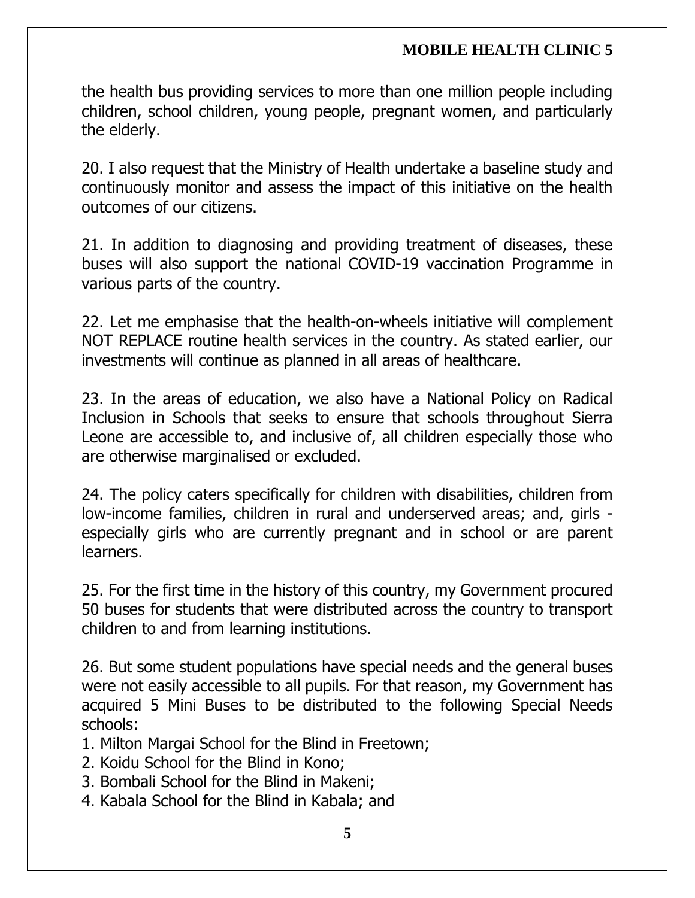the health bus providing services to more than one million people including children, school children, young people, pregnant women, and particularly the elderly.

20. I also request that the Ministry of Health undertake a baseline study and continuously monitor and assess the impact of this initiative on the health outcomes of our citizens.

21. In addition to diagnosing and providing treatment of diseases, these buses will also support the national COVID-19 vaccination Programme in various parts of the country.

22. Let me emphasise that the health-on-wheels initiative will complement NOT REPLACE routine health services in the country. As stated earlier, our investments will continue as planned in all areas of healthcare.

23. In the areas of education, we also have a National Policy on Radical Inclusion in Schools that seeks to ensure that schools throughout Sierra Leone are accessible to, and inclusive of, all children especially those who are otherwise marginalised or excluded.

24. The policy caters specifically for children with disabilities, children from low-income families, children in rural and underserved areas; and, girls - especially girls who are currently pregnant and in school or are parent learners.

25. For the first time in the history of this country, my Government procured 50 buses for students that were distributed across the country to transport children to and from learning institutions.

26. But some student populations have special needs and the general buses were not easily accessible to all pupils. For that reason, my Government has acquired 5 Mini Buses to be distributed to the following Special Needs schools:

1. Milton Margai School for the Blind in Freetown;
2. Koidu School for the Blind in Kono;
3. Bombali School for the Blind in Makeni;
4. Kabala School for the Blind in Kabala; and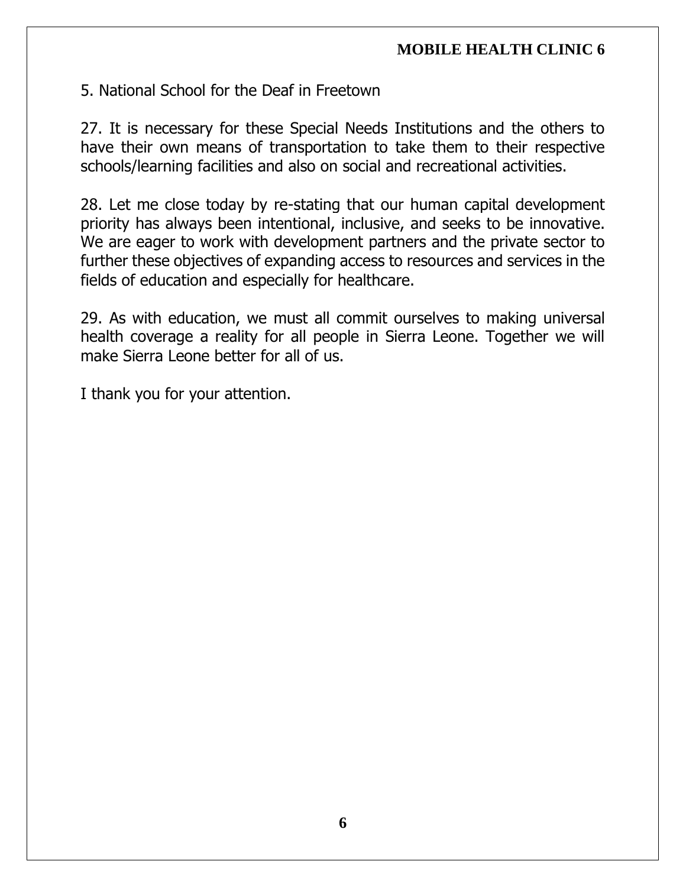5. National School for the Deaf in Freetown

27. It is necessary for these Special Needs Institutions and the others to have their own means of transportation to take them to their respective schools/learning facilities and also on social and recreational activities.

28. Let me close today by re-stating that our human capital development priority has always been intentional, inclusive, and seeks to be innovative. We are eager to work with development partners and the private sector to further these objectives of expanding access to resources and services in the fields of education and especially for healthcare.

29. As with education, we must all commit ourselves to making universal health coverage a reality for all people in Sierra Leone. Together we will make Sierra Leone better for all of us.

I thank you for your attention.